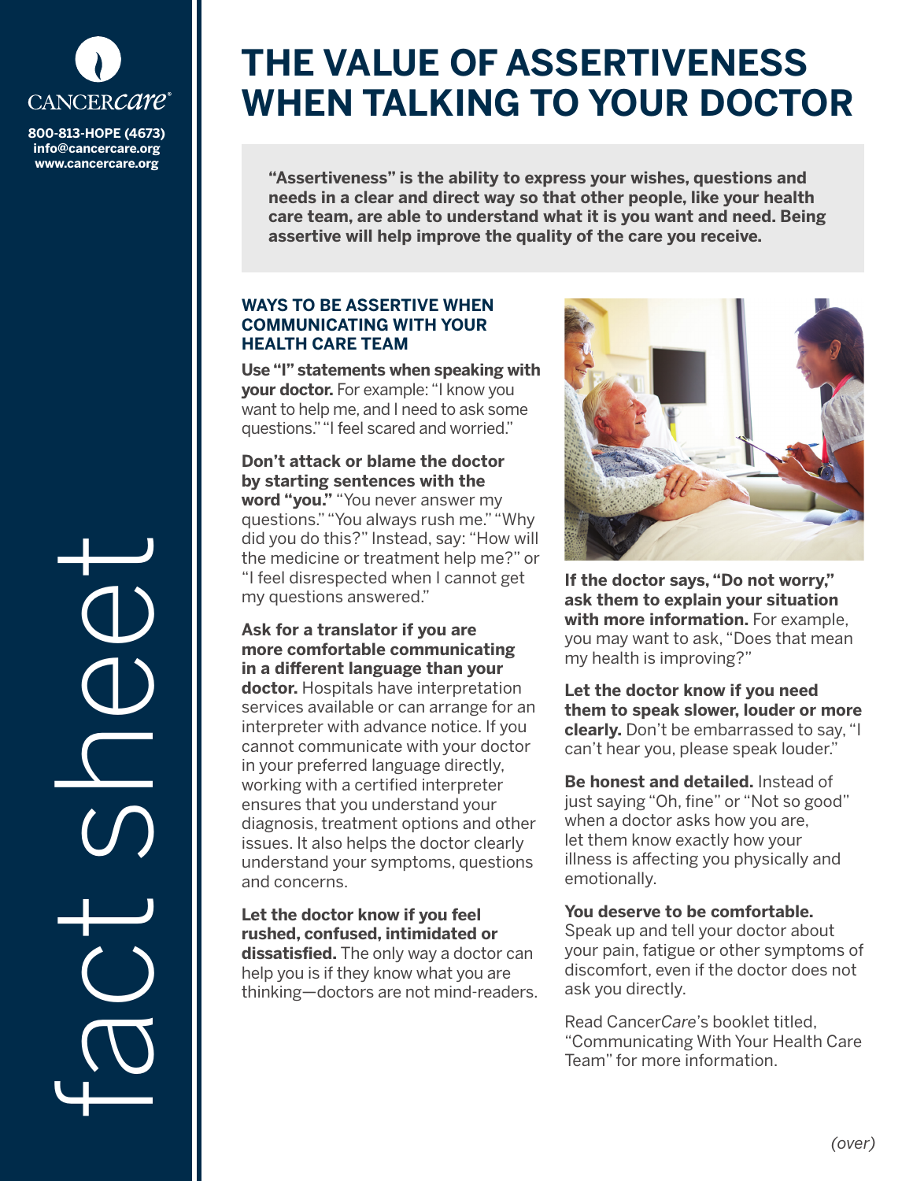CANCERCare®

800-813-HOPE (4673)
info@cancercare.org
www.cancercare.org

fact sheet

# THE VALUE OF ASSERTIVENESS WHEN TALKING TO YOUR DOCTOR

**"Assertiveness" is the ability to express your wishes, questions and needs in a clear and direct way so that other people, like your health care team, are able to understand what it is you want and need. Being assertive will help improve the quality of the care you receive.**

## WAYS TO BE ASSERTIVE WHEN COMMUNICATING WITH YOUR HEALTH CARE TEAM

**Use "I" statements when speaking with your doctor.** For example: "I know you want to help me, and I need to ask some questions." "I feel scared and worried."

**Don't attack or blame the doctor by starting sentences with the word "you."** "You never answer my questions." "You always rush me." "Why did you do this?" Instead, say: "How will the medicine or treatment help me?" or "I feel disrespected when I cannot get my questions answered."

**Ask for a translator if you are more comfortable communicating in a different language than your doctor.** Hospitals have interpretation services available or can arrange for an interpreter with advance notice. If you cannot communicate with your doctor in your preferred language directly, working with a certified interpreter ensures that you understand your diagnosis, treatment options and other issues. It also helps the doctor clearly understand your symptoms, questions and concerns.

**Let the doctor know if you feel rushed, confused, intimidated or dissatisfied.** The only way a doctor can help you is if they know what you are thinking—doctors are not mind-readers.

**If the doctor says, "Do not worry," ask them to explain your situation with more information.** For example, you may want to ask, "Does that mean my health is improving?"

**Let the doctor know if you need them to speak slower, louder or more clearly.** Don't be embarrassed to say, "I can't hear you, please speak louder."

**Be honest and detailed.** Instead of just saying "Oh, fine" or "Not so good" when a doctor asks how you are, let them know exactly how your illness is affecting you physically and emotionally.

**You deserve to be comfortable.** Speak up and tell your doctor about your pain, fatigue or other symptoms of discomfort, even if the doctor does not ask you directly.

Read Cancer*Care*'s booklet titled, "Communicating With Your Health Care Team" for more information.

*(over)*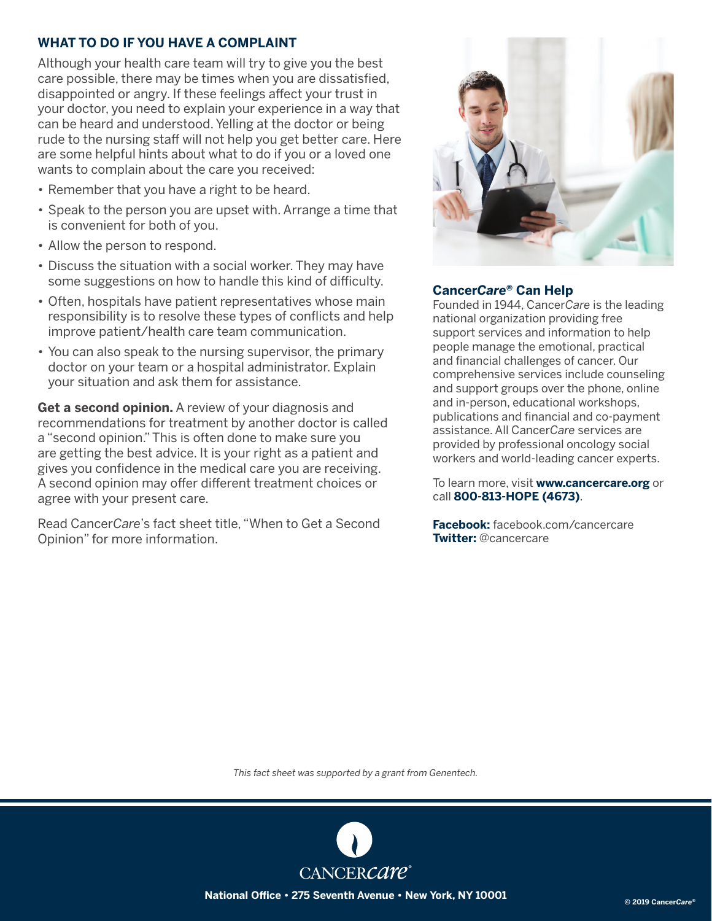## WHAT TO DO IF YOU HAVE A COMPLAINT

Although your health care team will try to give you the best care possible, there may be times when you are dissatisfied, disappointed or angry. If these feelings affect your trust in your doctor, you need to explain your experience in a way that can be heard and understood. Yelling at the doctor or being rude to the nursing staff will not help you get better care. Here are some helpful hints about what to do if you or a loved one wants to complain about the care you received:

- Remember that you have a right to be heard.
- Speak to the person you are upset with. Arrange a time that is convenient for both of you.
- Allow the person to respond.
- Discuss the situation with a social worker. They may have some suggestions on how to handle this kind of difficulty.
- Often, hospitals have patient representatives whose main responsibility is to resolve these types of conflicts and help improve patient/health care team communication.
- You can also speak to the nursing supervisor, the primary doctor on your team or a hospital administrator. Explain your situation and ask them for assistance.

**Get a second opinion.** A review of your diagnosis and recommendations for treatment by another doctor is called a "second opinion." This is often done to make sure you are getting the best advice. It is your right as a patient and gives you confidence in the medical care you are receiving. A second opinion may offer different treatment choices or agree with your present care.

Read Cancer*Care*'s fact sheet title, "When to Get a Second Opinion" for more information.

### Cancer*Care*® Can Help

Founded in 1944, Cancer*Care* is the leading national organization providing free support services and information to help people manage the emotional, practical and financial challenges of cancer. Our comprehensive services include counseling and support groups over the phone, online and in-person, educational workshops, publications and financial and co-payment assistance. All Cancer*Care* services are provided by professional oncology social workers and world-leading cancer experts.

To learn more, visit **www.cancercare.org** or call **800-813-HOPE (4673)**.

**Facebook:** facebook.com/cancercare
**Twitter:** @cancercare

*This fact sheet was supported by a grant from Genentech.*

CANCER*care*®

**National Office • 275 Seventh Avenue • New York, NY 10001**

**© 2019 CancerCare®**